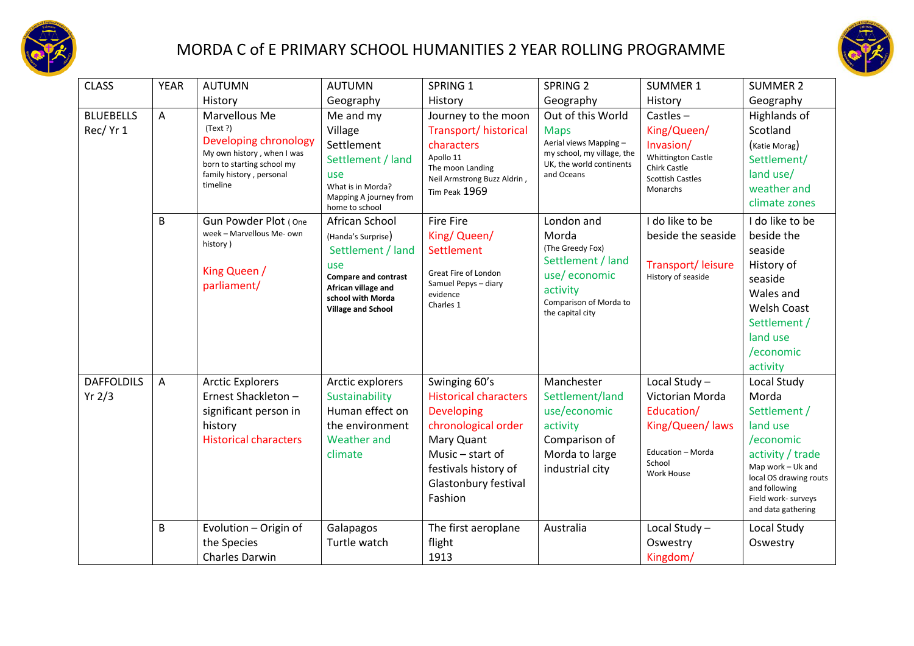# MORDA C of E PRIMARY SCHOOL HUMANITIES 2 YEAR ROLLING PROGRAMME

| CLASS | YEAR | AUTUMN History | AUTUMN Geography | SPRING 1 History | SPRING 2 Geography | SUMMER 1 History | SUMMER 2 Geography |
|---|---|---|---|---|---|---|---|
| BLUEBELLS Rec/ Yr 1 | A | Marvellous Me (Text ?) Developing chronology My own history , when I was born to starting school my family history , personal timeline | Me and my Village Settlement Settlement / land use What is in Morda? Mapping A journey from home to school | Journey to the moon Transport/ historical characters Apollo 11 The moon Landing Neil Armstrong Buzz Aldrin , Tim Peak 1969 | Out of this World Maps Aerial views Mapping – my school, my village, the UK, the world continents and Oceans | Castles – King/Queen/ Invasion/ Whittington Castle Chirk Castle Scottish Castles Monarchs | Highlands of Scotland (Katie Morag) Settlement/ land use/ weather and climate zones |
| | B | Gun Powder Plot ( One week – Marvellous Me- own history ) King Queen / parliament/ | African School (Handa's Surprise) Settlement / land use **Compare and contrast African village and school with Morda Village and School** | Fire Fire King/ Queen/ Settlement Great Fire of London Samuel Pepys – diary evidence Charles 1 | London and Morda (The Greedy Fox) Settlement / land use/ economic activity Comparison of Morda to the capital city | I do like to be beside the seaside Transport/ leisure History of seaside | I do like to be beside the seaside History of seaside Wales and Welsh Coast Settlement / land use /economic activity |
| DAFFOLDILS Yr 2/3 | A | Arctic Explorers Ernest Shackleton – significant person in history Historical characters | Arctic explorers Sustainability Human effect on the environment Weather and climate | Swinging 60's Historical characters Developing chronological order Mary Quant Music – start of festivals history of Glastonbury festival Fashion | Manchester Settlement/land use/economic activity Comparison of Morda to large industrial city | Local Study – Victorian Morda Education/ King/Queen/ laws Education – Morda School Work House | Local Study Morda Settlement / land use /economic activity / trade Map work – Uk and local OS drawing routs and following Field work- surveys and data gathering |
| | B | Evolution – Origin of the Species Charles Darwin | Galapagos Turtle watch | The first aeroplane flight 1913 | Australia | Local Study – Oswestry Kingdom/ | Local Study Oswestry |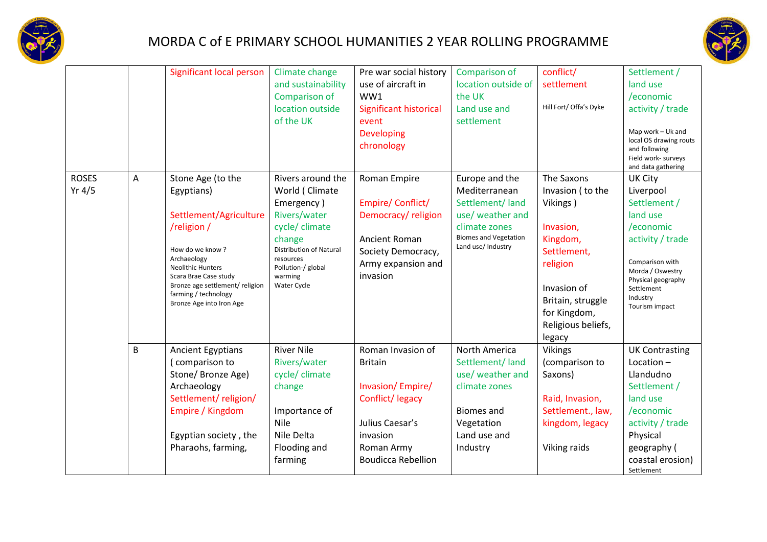# MORDA C of E PRIMARY SCHOOL HUMANITIES 2 YEAR ROLLING PROGRAMME

| | | | | | | | |
|---|---|---|---|---|---|---|---|
| | | Significant local person | Climate change and sustainability Comparison of location outside of the UK | Pre war social history use of aircraft in WW1 Significant historical event Developing chronology | Comparison of location outside of the UK Land use and settlement | conflict/ settlement<br><br>Hill Fort/ Offa's Dyke | Settlement / land use /economic activity / trade<br><br>Map work – Uk and local OS drawing routs and following Field work- surveys and data gathering |
| ROSES Yr 4/5 | A | Stone Age (to the Egyptians)<br><br>Settlement/Agriculture /religion /<br><br>How do we know ? Archaeology Neolithic Hunters Scara Brae Case study Bronze age settlement/ religion farming / technology Bronze Age into Iron Age | Rivers around the World ( Climate Emergency ) Rivers/water cycle/ climate change Distribution of Natural resources Pollution-/ global warming Water Cycle | Roman Empire<br><br>Empire/ Conflict/ Democracy/ religion<br><br>Ancient Roman Society Democracy, Army expansion and invasion | Europe and the Mediterranean Settlement/ land use/ weather and climate zones Biomes and Vegetation Land use/ Industry | The Saxons Invasion ( to the Vikings )<br><br>Invasion, Kingdom, Settlement, religion<br><br>Invasion of Britain, struggle for Kingdom, Religious beliefs, legacy | UK City Liverpool Settlement / land use /economic activity / trade<br><br>Comparison with Morda / Oswestry Physical geography Settlement Industry Tourism impact |
| | B | Ancient Egyptians ( comparison to Stone/ Bronze Age) Archaeology Settlement/ religion/ Empire / Kingdom<br><br>Egyptian society , the Pharaohs, farming, | River Nile Rivers/water cycle/ climate change<br><br>Importance of Nile Nile Delta Flooding and farming | Roman Invasion of Britain<br><br>Invasion/ Empire/ Conflict/ legacy<br><br>Julius Caesar's invasion Roman Army Boudicca Rebellion | North America Settlement/ land use/ weather and climate zones<br><br>Biomes and Vegetation Land use and Industry | Vikings (comparison to Saxons)<br><br>Raid, Invasion, Settlement., law, kingdom, legacy<br><br>Viking raids | UK Contrasting Location – Llandudno Settlement / land use /economic activity / trade Physical geography ( coastal erosion) Settlement |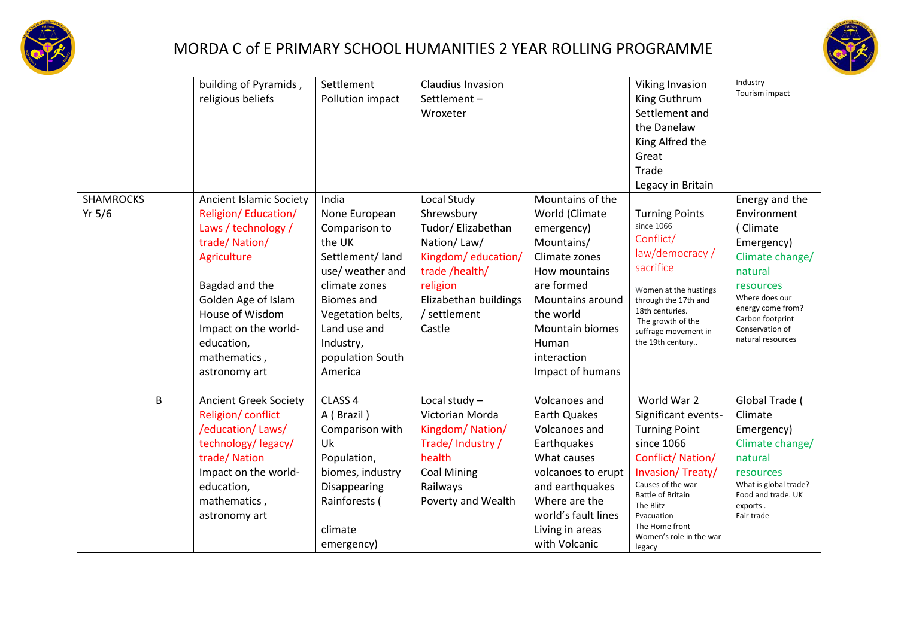# MORDA C of E PRIMARY SCHOOL HUMANITIES 2 YEAR ROLLING PROGRAMME

| | | | | | | | |
|---|---|---|---|---|---|---|---|
| | | building of Pyramids , religious beliefs | Settlement Pollution impact | Claudius Invasion Settlement – Wroxeter | | Viking Invasion King Guthrum Settlement and the Danelaw King Alfred the Great Trade Legacy in Britain | Industry Tourism impact |
| SHAMROCKS Yr 5/6 | | Ancient Islamic Society Religion/ Education/ Laws / technology / trade/ Nation/ Agriculture<br><br>Bagdad and the Golden Age of Islam House of Wisdom Impact on the world- education, mathematics , astronomy art | India None European Comparison to the UK Settlement/ land use/ weather and climate zones Biomes and Vegetation belts, Land use and Industry, population South America | Local Study Shrewsbury Tudor/ Elizabethan Nation/ Law/ Kingdom/ education/ trade /health/ religion Elizabethan buildings / settlement Castle | Mountains of the World (Climate emergency) Mountains/ Climate zones How mountains are formed Mountains around the world Mountain biomes Human interaction Impact of humans | Turning Points since 1066 Conflict/ law/democracy / sacrifice<br><br>Women at the hustings through the 17th and 18th centuries. The growth of the suffrage movement in the 19th century.. | Energy and the Environment ( Climate Emergency) Climate change/ natural resources Where does our energy come from? Carbon footprint Conservation of natural resources |
| | B | Ancient Greek Society Religion/ conflict /education/ Laws/ technology/ legacy/ trade/ Nation Impact on the world- education, mathematics , astronomy art | CLASS 4 A ( Brazil ) Comparison with Uk Population, biomes, industry Disappearing Rainforests (<br><br>climate emergency) | Local study – Victorian Morda Kingdom/ Nation/ Trade/ Industry / health Coal Mining Railways Poverty and Wealth | Volcanoes and Earth Quakes Volcanoes and Earthquakes What causes volcanoes to erupt and earthquakes Where are the world's fault lines Living in areas with Volcanic | World War 2 Significant events- Turning Point since 1066 Conflict/ Nation/ Invasion/ Treaty/ Causes of the war Battle of Britain The Blitz Evacuation The Home front Women's role in the war legacy | Global Trade ( Climate Emergency) Climate change/ natural resources What is global trade? Food and trade. UK exports . Fair trade |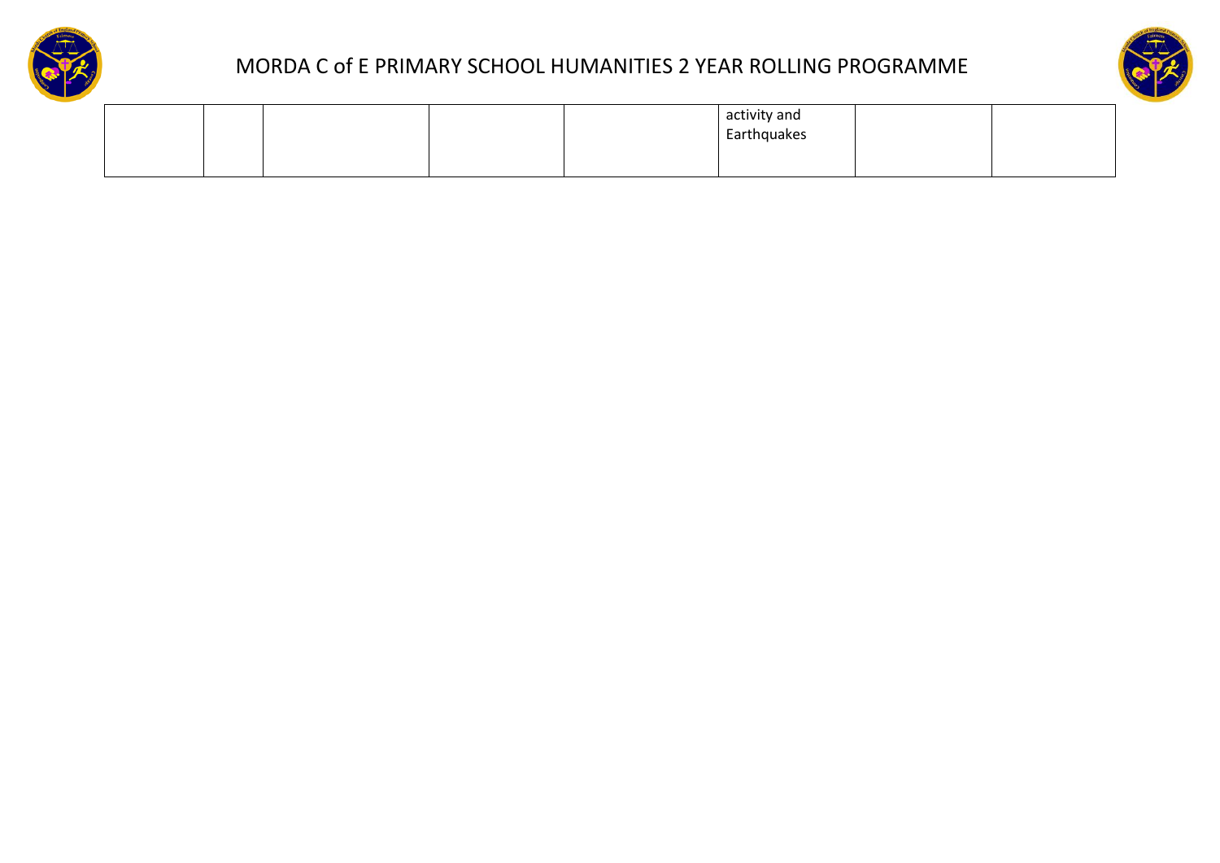| | | | | | | | |
|---|---|---|---|---|---|---|---|
| | | | | | activity and Earthquakes | | |